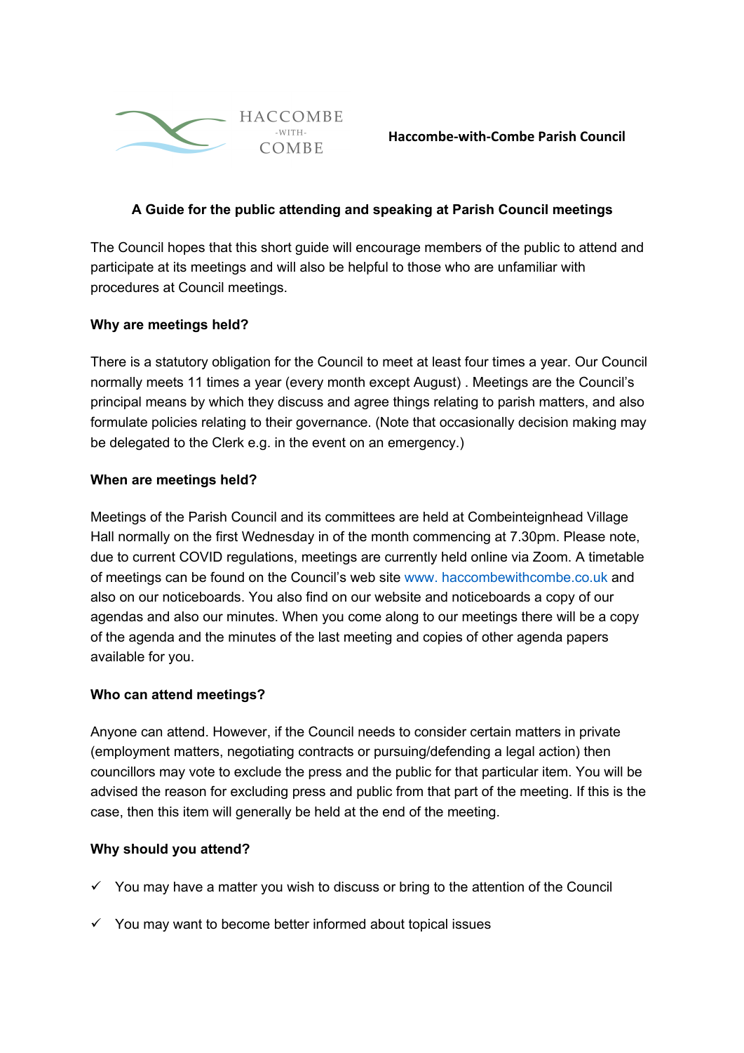HACCOMBE -WITH- COMBE

**Haccombe-with-Combe Parish Council**

## A Guide for the public attending and speaking at Parish Council meetings

The Council hopes that this short guide will encourage members of the public to attend and participate at its meetings and will also be helpful to those who are unfamiliar with procedures at Council meetings.

### Why are meetings held?

There is a statutory obligation for the Council to meet at least four times a year. Our Council normally meets 11 times a year (every month except August) . Meetings are the Council's principal means by which they discuss and agree things relating to parish matters, and also formulate policies relating to their governance. (Note that occasionally decision making may be delegated to the Clerk e.g. in the event on an emergency.)

### When are meetings held?

Meetings of the Parish Council and its committees are held at Combeinteignhead Village Hall normally on the first Wednesday in of the month commencing at 7.30pm. Please note, due to current COVID regulations, meetings are currently held online via Zoom. A timetable of meetings can be found on the Council's web site www. haccombewithcombe.co.uk and also on our noticeboards. You also find on our website and noticeboards a copy of our agendas and also our minutes. When you come along to our meetings there will be a copy of the agenda and the minutes of the last meeting and copies of other agenda papers available for you.

### Who can attend meetings?

Anyone can attend. However, if the Council needs to consider certain matters in private (employment matters, negotiating contracts or pursuing/defending a legal action) then councillors may vote to exclude the press and the public for that particular item. You will be advised the reason for excluding press and public from that part of the meeting. If this is the case, then this item will generally be held at the end of the meeting.

### Why should you attend?

- ✓ You may have a matter you wish to discuss or bring to the attention of the Council
- ✓ You may want to become better informed about topical issues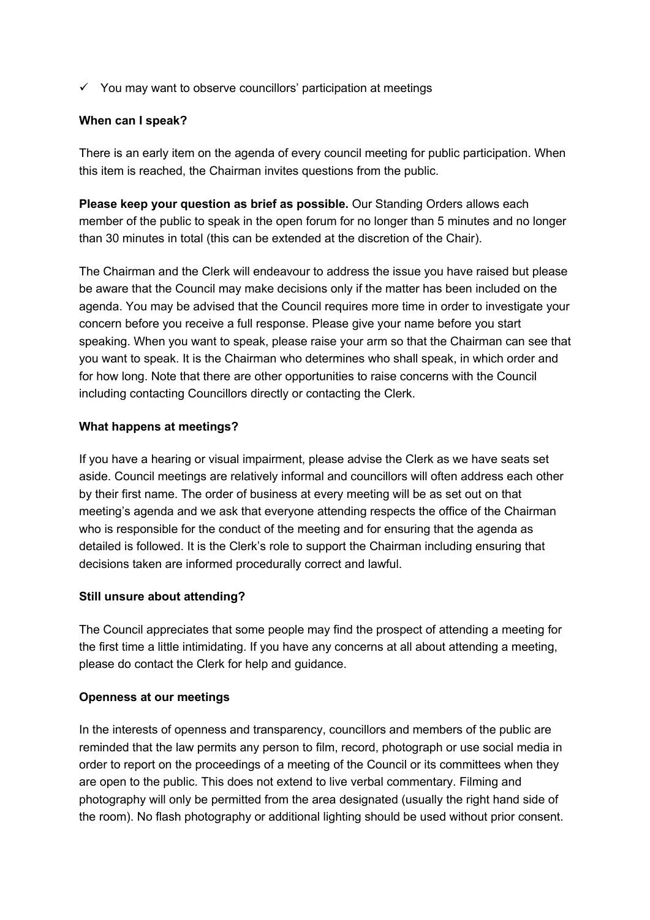- ✓ You may want to observe councillors' participation at meetings

**When can I speak?**

There is an early item on the agenda of every council meeting for public participation. When this item is reached, the Chairman invites questions from the public.

**Please keep your question as brief as possible.** Our Standing Orders allows each member of the public to speak in the open forum for no longer than 5 minutes and no longer than 30 minutes in total (this can be extended at the discretion of the Chair).

The Chairman and the Clerk will endeavour to address the issue you have raised but please be aware that the Council may make decisions only if the matter has been included on the agenda. You may be advised that the Council requires more time in order to investigate your concern before you receive a full response. Please give your name before you start speaking. When you want to speak, please raise your arm so that the Chairman can see that you want to speak. It is the Chairman who determines who shall speak, in which order and for how long. Note that there are other opportunities to raise concerns with the Council including contacting Councillors directly or contacting the Clerk.

**What happens at meetings?**

If you have a hearing or visual impairment, please advise the Clerk as we have seats set aside. Council meetings are relatively informal and councillors will often address each other by their first name. The order of business at every meeting will be as set out on that meeting's agenda and we ask that everyone attending respects the office of the Chairman who is responsible for the conduct of the meeting and for ensuring that the agenda as detailed is followed. It is the Clerk's role to support the Chairman including ensuring that decisions taken are informed procedurally correct and lawful.

**Still unsure about attending?**

The Council appreciates that some people may find the prospect of attending a meeting for the first time a little intimidating. If you have any concerns at all about attending a meeting, please do contact the Clerk for help and guidance.

**Openness at our meetings**

In the interests of openness and transparency, councillors and members of the public are reminded that the law permits any person to film, record, photograph or use social media in order to report on the proceedings of a meeting of the Council or its committees when they are open to the public. This does not extend to live verbal commentary. Filming and photography will only be permitted from the area designated (usually the right hand side of the room). No flash photography or additional lighting should be used without prior consent.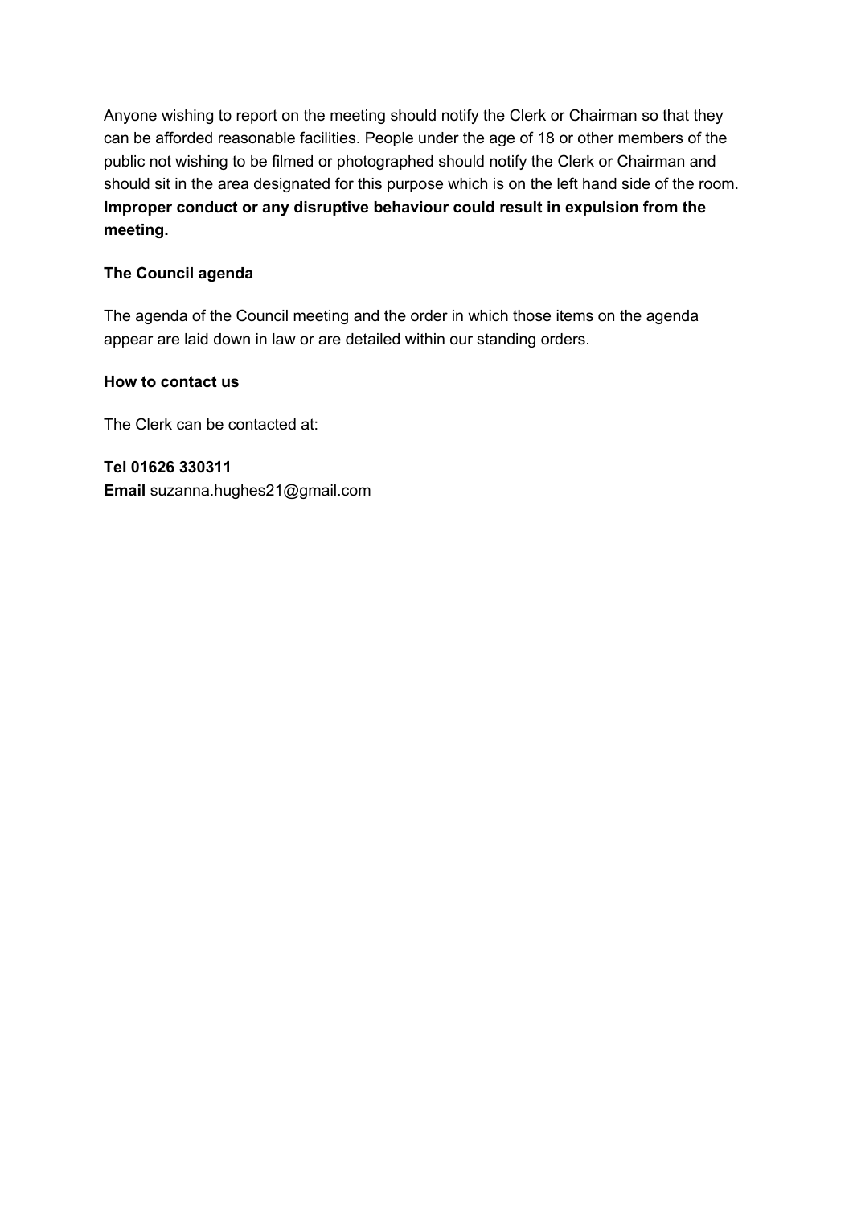Anyone wishing to report on the meeting should notify the Clerk or Chairman so that they can be afforded reasonable facilities. People under the age of 18 or other members of the public not wishing to be filmed or photographed should notify the Clerk or Chairman and should sit in the area designated for this purpose which is on the left hand side of the room. **Improper conduct or any disruptive behaviour could result in expulsion from the meeting.**

**The Council agenda**

The agenda of the Council meeting and the order in which those items on the agenda appear are laid down in law or are detailed within our standing orders.

**How to contact us**

The Clerk can be contacted at:

**Tel 01626 330311**
**Email** suzanna.hughes21@gmail.com